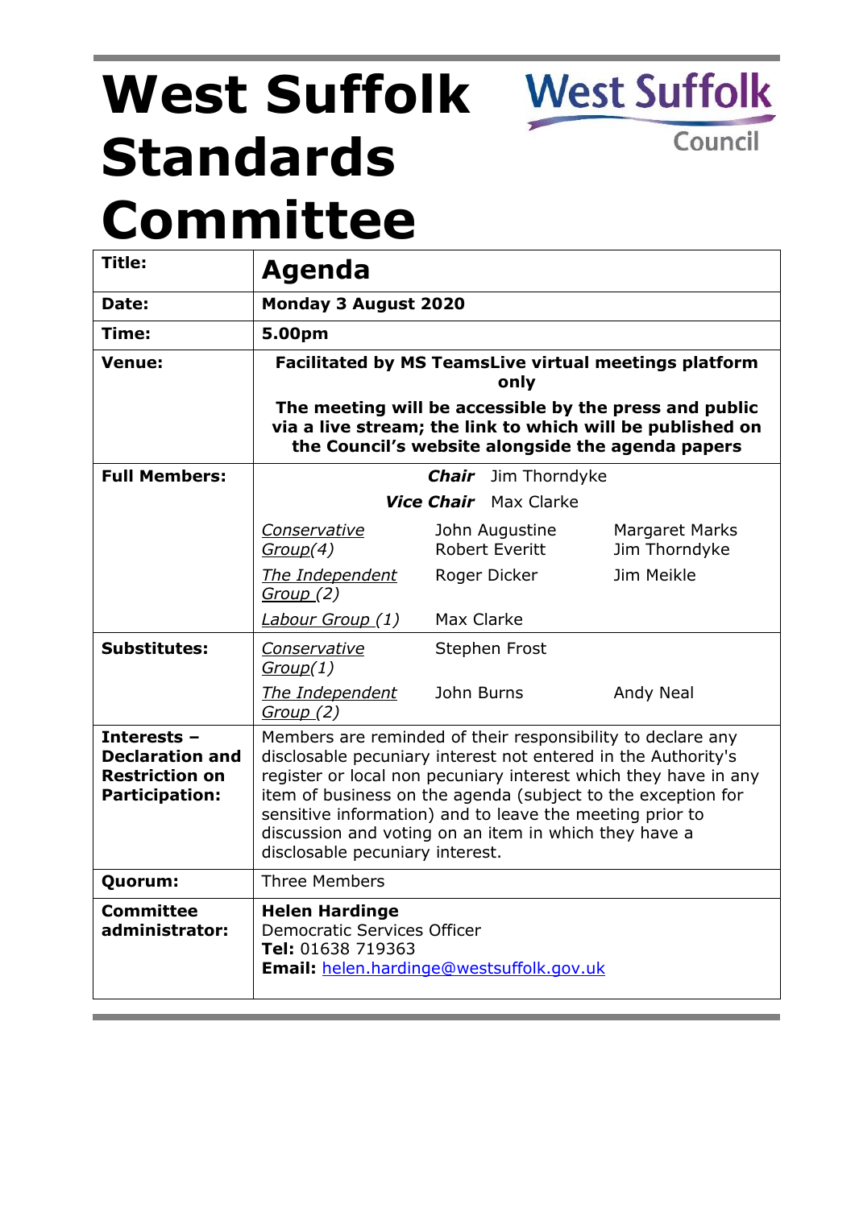# West Suffolk Standards Committee

West Suffolk Council

| Title: | **Agenda** | | |
|---|---|---|---|
| **Date:** | **Monday 3 August 2020** | | |
| **Time:** | **5.00pm** | | |
| **Venue:** | **Facilitated by MS TeamsLive virtual meetings platform only** **The meeting will be accessible by the press and public via a live stream; the link to which will be published on the Council's website alongside the agenda papers** | | |
| **Full Members:** | ***Chair*** Jim Thorndyke | | |
| | ***Vice Chair*** Max Clarke | | |
| | Conservative Group(4) | John Augustine Robert Everitt | Margaret Marks Jim Thorndyke |
| | The Independent Group (2) | Roger Dicker | Jim Meikle |
| | Labour Group (1) | Max Clarke | |
| **Substitutes:** | Conservative Group(1) | Stephen Frost | |
| | The Independent Group (2) | John Burns | Andy Neal |
| **Interests – Declaration and Restriction on Participation:** | Members are reminded of their responsibility to declare any disclosable pecuniary interest not entered in the Authority's register or local non pecuniary interest which they have in any item of business on the agenda (subject to the exception for sensitive information) and to leave the meeting prior to discussion and voting on an item in which they have a disclosable pecuniary interest. | | |
| **Quorum:** | Three Members | | |
| **Committee administrator:** | **Helen Hardinge** Democratic Services Officer **Tel:** 01638 719363 **Email:** helen.hardinge@westsuffolk.gov.uk | | |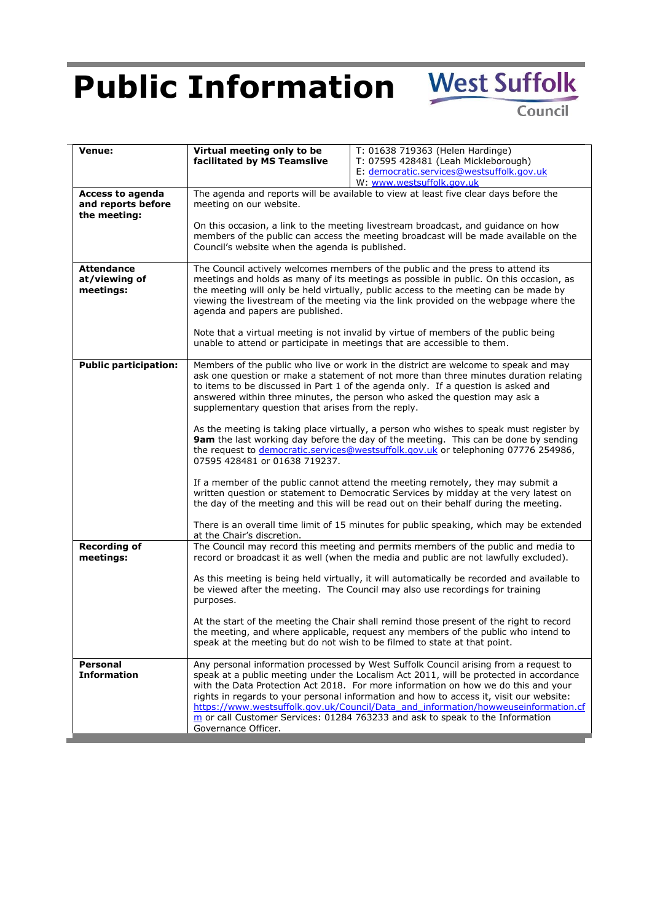# Public Information

West Suffolk Council

| | | |
|---|---|---|
| **Venue:** | **Virtual meeting only to be facilitated by MS Teamslive** | T: 01638 719363 (Helen Hardinge)<br>T: 07595 428481 (Leah Mickleborough)<br>E: democratic.services@westsuffolk.gov.uk<br>W: www.westsuffolk.gov.uk |
| **Access to agenda and reports before the meeting:** | The agenda and reports will be available to view at least five clear days before the meeting on our website.<br><br>On this occasion, a link to the meeting livestream broadcast, and guidance on how members of the public can access the meeting broadcast will be made available on the Council's website when the agenda is published. | |
| **Attendance at/viewing of meetings:** | The Council actively welcomes members of the public and the press to attend its meetings and holds as many of its meetings as possible in public. On this occasion, as the meeting will only be held virtually, public access to the meeting can be made by viewing the livestream of the meeting via the link provided on the webpage where the agenda and papers are published.<br><br>Note that a virtual meeting is not invalid by virtue of members of the public being unable to attend or participate in meetings that are accessible to them. | |
| **Public participation:** | Members of the public who live or work in the district are welcome to speak and may ask one question or make a statement of not more than three minutes duration relating to items to be discussed in Part 1 of the agenda only. If a question is asked and answered within three minutes, the person who asked the question may ask a supplementary question that arises from the reply.<br><br>As the meeting is taking place virtually, a person who wishes to speak must register by **9am** the last working day before the day of the meeting. This can be done by sending the request to democratic.services@westsuffolk.gov.uk or telephoning 07776 254986, 07595 428481 or 01638 719237.<br><br>If a member of the public cannot attend the meeting remotely, they may submit a written question or statement to Democratic Services by midday at the very latest on the day of the meeting and this will be read out on their behalf during the meeting.<br><br>There is an overall time limit of 15 minutes for public speaking, which may be extended at the Chair's discretion. | |
| **Recording of meetings:** | The Council may record this meeting and permits members of the public and media to record or broadcast it as well (when the media and public are not lawfully excluded).<br><br>As this meeting is being held virtually, it will automatically be recorded and available to be viewed after the meeting. The Council may also use recordings for training purposes.<br><br>At the start of the meeting the Chair shall remind those present of the right to record the meeting, and where applicable, request any members of the public who intend to speak at the meeting but do not wish to be filmed to state at that point. | |
| **Personal Information** | Any personal information processed by West Suffolk Council arising from a request to speak at a public meeting under the Localism Act 2011, will be protected in accordance with the Data Protection Act 2018. For more information on how we do this and your rights in regards to your personal information and how to access it, visit our website: https://www.westsuffolk.gov.uk/Council/Data_and_information/howweuseinformation.cfm or call Customer Services: 01284 763233 and ask to speak to the Information Governance Officer. | |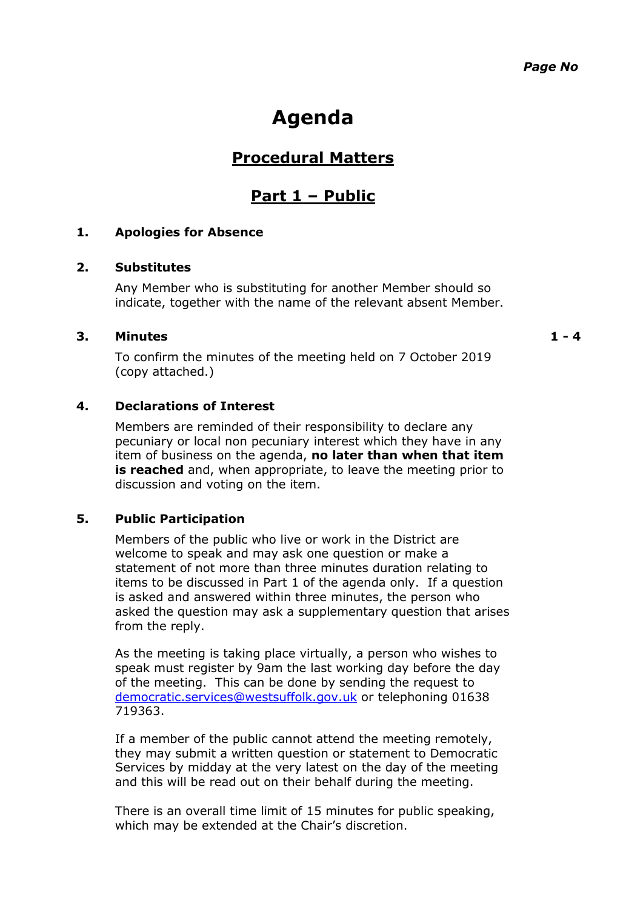*Page No*

# Agenda

## Procedural Matters

## Part 1 – Public

**1. Apologies for Absence**

**2. Substitutes**

Any Member who is substituting for another Member should so indicate, together with the name of the relevant absent Member.

**3. Minutes** **1 - 4**

To confirm the minutes of the meeting held on 7 October 2019 (copy attached.)

**4. Declarations of Interest**

Members are reminded of their responsibility to declare any pecuniary or local non pecuniary interest which they have in any item of business on the agenda, **no later than when that item is reached** and, when appropriate, to leave the meeting prior to discussion and voting on the item.

**5. Public Participation**

Members of the public who live or work in the District are welcome to speak and may ask one question or make a statement of not more than three minutes duration relating to items to be discussed in Part 1 of the agenda only. If a question is asked and answered within three minutes, the person who asked the question may ask a supplementary question that arises from the reply.

As the meeting is taking place virtually, a person who wishes to speak must register by 9am the last working day before the day of the meeting. This can be done by sending the request to democratic.services@westsuffolk.gov.uk or telephoning 01638 719363.

If a member of the public cannot attend the meeting remotely, they may submit a written question or statement to Democratic Services by midday at the very latest on the day of the meeting and this will be read out on their behalf during the meeting.

There is an overall time limit of 15 minutes for public speaking, which may be extended at the Chair's discretion.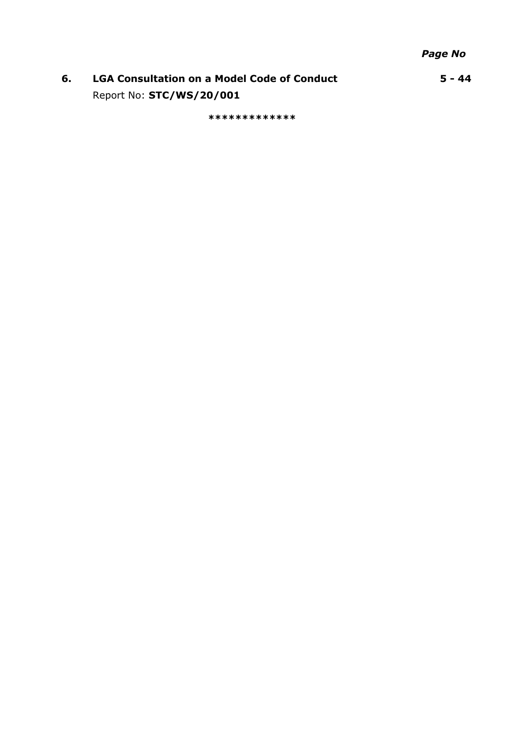*Page No*

**6.** **LGA Consultation on a Model Code of Conduct** **5 - 44**
Report No: **STC/WS/20/001**

**\*\*\*\*\*\*\*\*\*\*\*\*\***